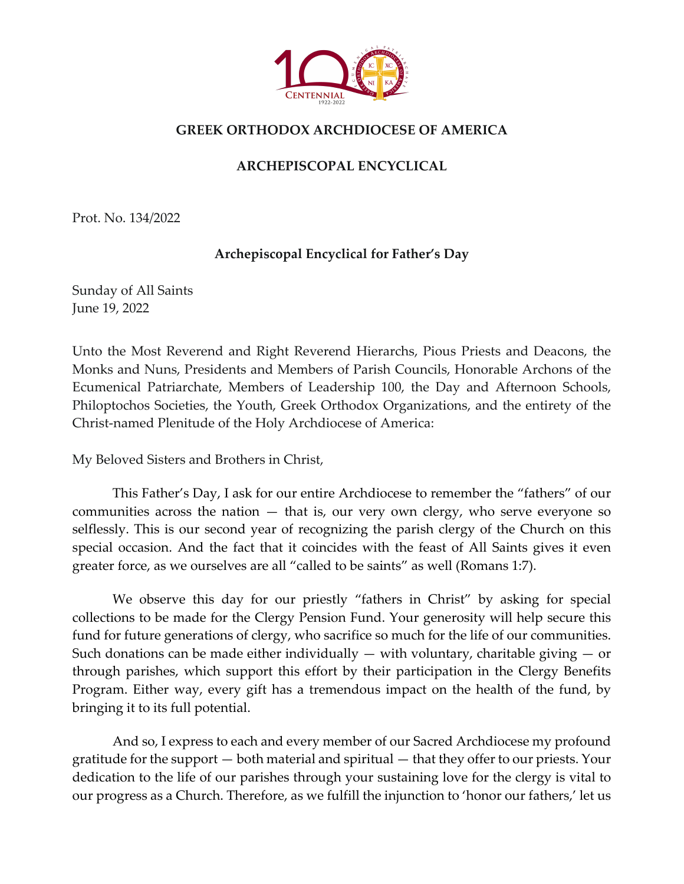**GREEK ORTHODOX ARCHDIOCESE OF AMERICA**

**ARCHEPISCOPAL ENCYCLICAL**

Prot. No. 134/2022

**Archepiscopal Encyclical for Father's Day**

Sunday of All Saints
June 19, 2022

Unto the Most Reverend and Right Reverend Hierarchs, Pious Priests and Deacons, the Monks and Nuns, Presidents and Members of Parish Councils, Honorable Archons of the Ecumenical Patriarchate, Members of Leadership 100, the Day and Afternoon Schools, Philoptochos Societies, the Youth, Greek Orthodox Organizations, and the entirety of the Christ-named Plenitude of the Holy Archdiocese of America:

My Beloved Sisters and Brothers in Christ,

This Father's Day, I ask for our entire Archdiocese to remember the "fathers" of our communities across the nation — that is, our very own clergy, who serve everyone so selflessly. This is our second year of recognizing the parish clergy of the Church on this special occasion. And the fact that it coincides with the feast of All Saints gives it even greater force, as we ourselves are all "called to be saints" as well (Romans 1:7).

We observe this day for our priestly "fathers in Christ" by asking for special collections to be made for the Clergy Pension Fund. Your generosity will help secure this fund for future generations of clergy, who sacrifice so much for the life of our communities. Such donations can be made either individually — with voluntary, charitable giving — or through parishes, which support this effort by their participation in the Clergy Benefits Program. Either way, every gift has a tremendous impact on the health of the fund, by bringing it to its full potential.

And so, I express to each and every member of our Sacred Archdiocese my profound gratitude for the support — both material and spiritual — that they offer to our priests. Your dedication to the life of our parishes through your sustaining love for the clergy is vital to our progress as a Church. Therefore, as we fulfill the injunction to 'honor our fathers,' let us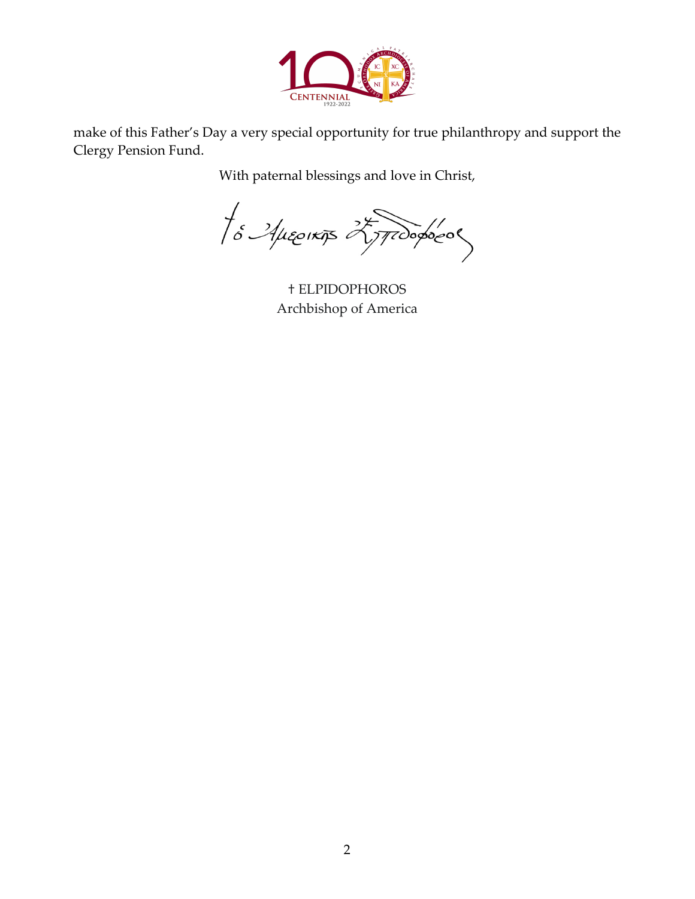make of this Father's Day a very special opportunity for true philanthropy and support the Clergy Pension Fund.

With paternal blessings and love in Christ,

† ELPIDOPHOROS
Archbishop of America